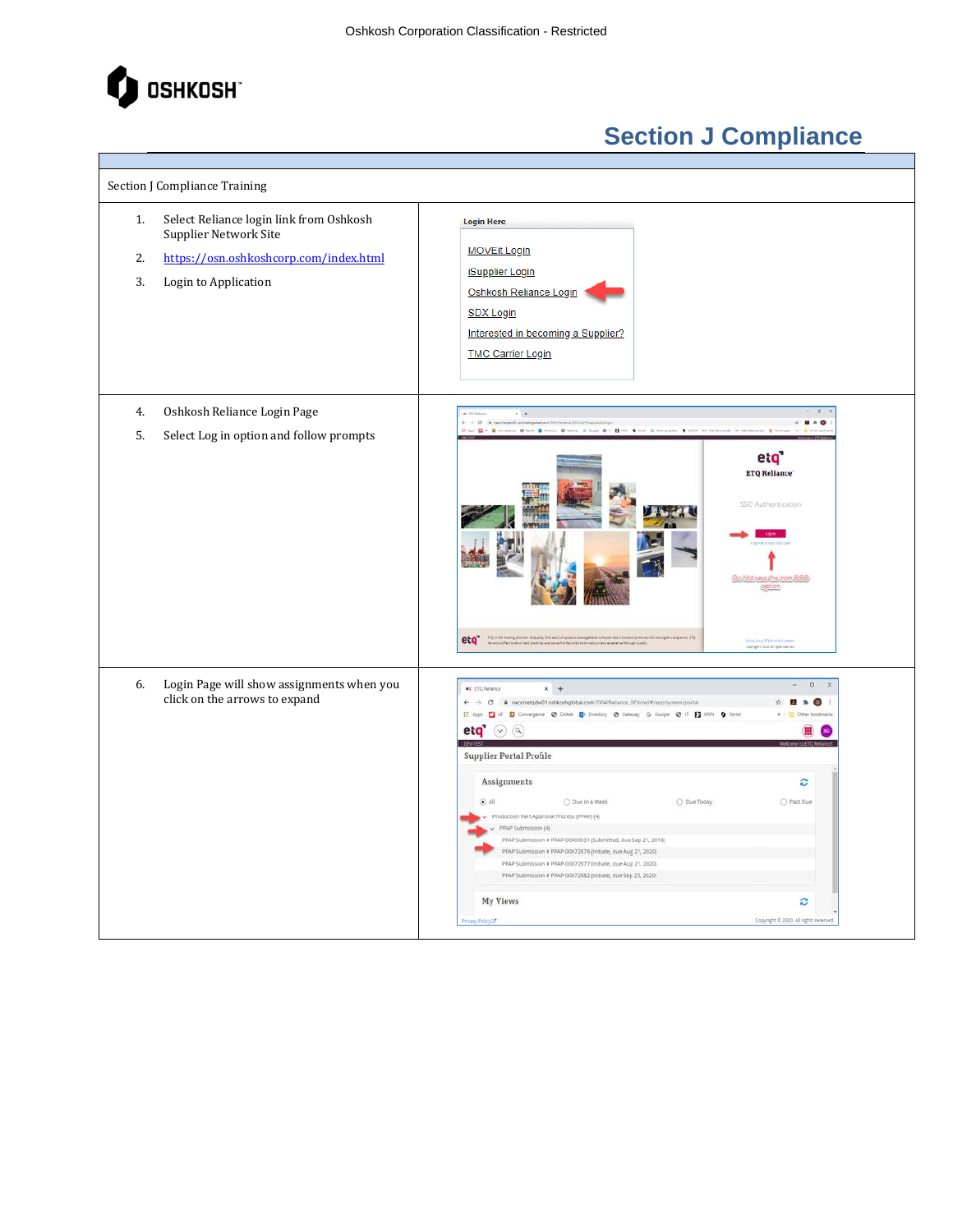Oshkosh Corporation Classification - Restricted

OSHKOSH

# Section J Compliance

| Section J Compliance Training | |
|---|---|
| 1. Select Reliance login link from Oshkosh Supplier Network Site<br>2. https://osn.oshkoshcorp.com/index.html<br>3. Login to Application | Login Here<br>MOVEit Login<br>iSupplier Login<br>Oshkosh Reliance Login<br>SDX Login<br>Interested in becoming a Supplier?<br>TMC Carrier Login |
| 4. Oshkosh Reliance Login Page<br>5. Select Log in option and follow prompts | |
| 6. Login Page will show assignments when you click on the arrows to expand | |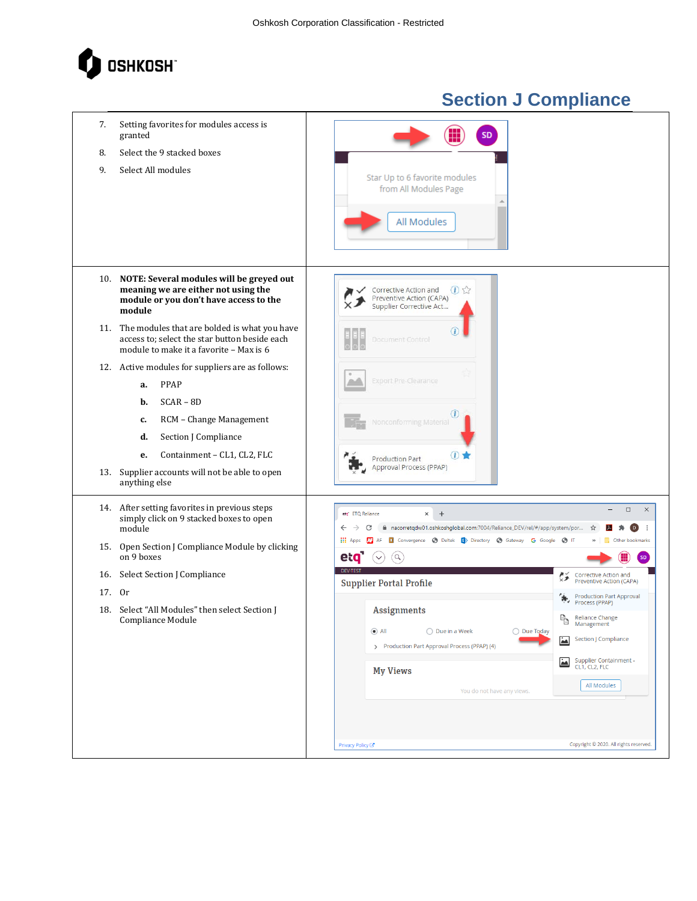## Section J Compliance

7. Setting favorites for modules access is granted
8. Select the 9 stacked boxes
9. Select All modules

10. **NOTE: Several modules will be greyed out meaning we are either not using the module or you don't have access to the module**
11. The modules that are bolded is what you have access to; select the star button beside each module to make it a favorite – Max is 6
12. Active modules for suppliers are as follows:
    a. PPAP
    b. SCAR – 8D
    c. RCM – Change Management
    d. Section J Compliance
    e. Containment – CL1, CL2, FLC
13. Supplier accounts will not be able to open anything else

14. After setting favorites in previous steps simply click on 9 stacked boxes to open module
15. Open Section J Compliance Module by clicking on 9 boxes
16. Select Section J Compliance
17. Or
18. Select "All Modules" then select Section J Compliance Module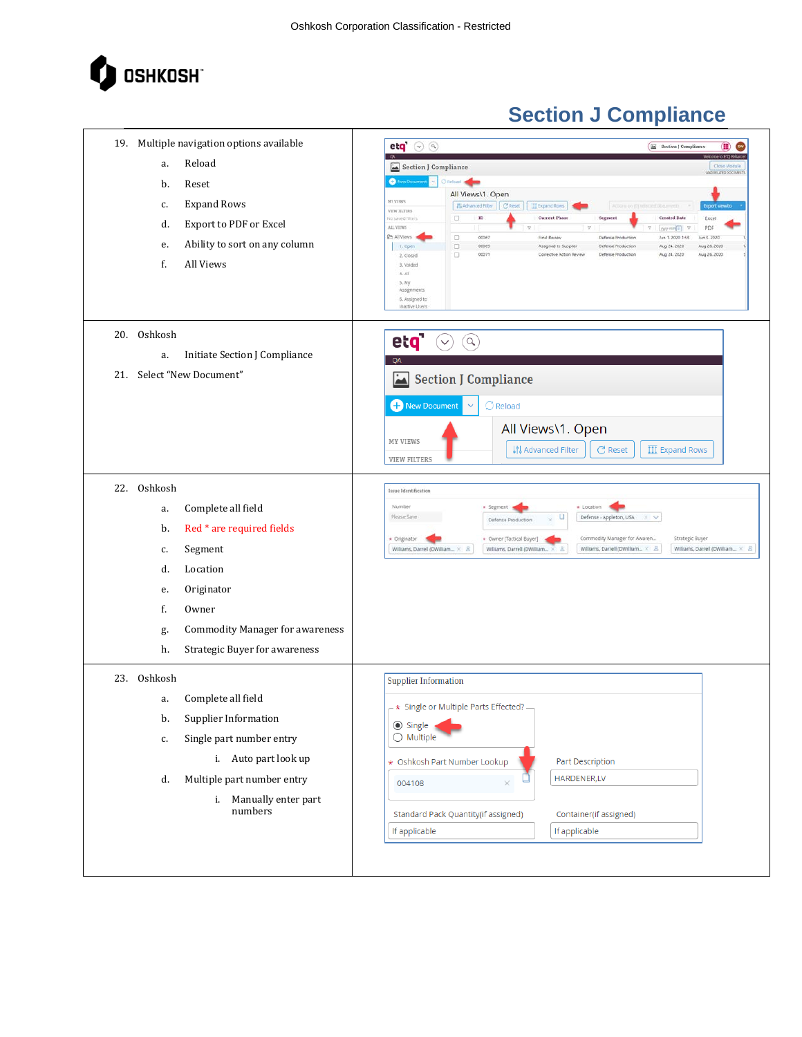# Section J Compliance

19. Multiple navigation options available
    a. Reload
    b. Reset
    c. Expand Rows
    d. Export to PDF or Excel
    e. Ability to sort on any column
    f. All Views

20. Oshkosh
    a. Initiate Section J Compliance

21. Select "New Document"

22. Oshkosh
    a. Complete all field
    b. Red * are required fields
    c. Segment
    d. Location
    e. Originator
    f. Owner
    g. Commodity Manager for awareness
    h. Strategic Buyer for awareness

23. Oshkosh
    a. Complete all field
    b. Supplier Information
    c. Single part number entry
       i. Auto part look up
    d. Multiple part number entry
       i. Manually enter part numbers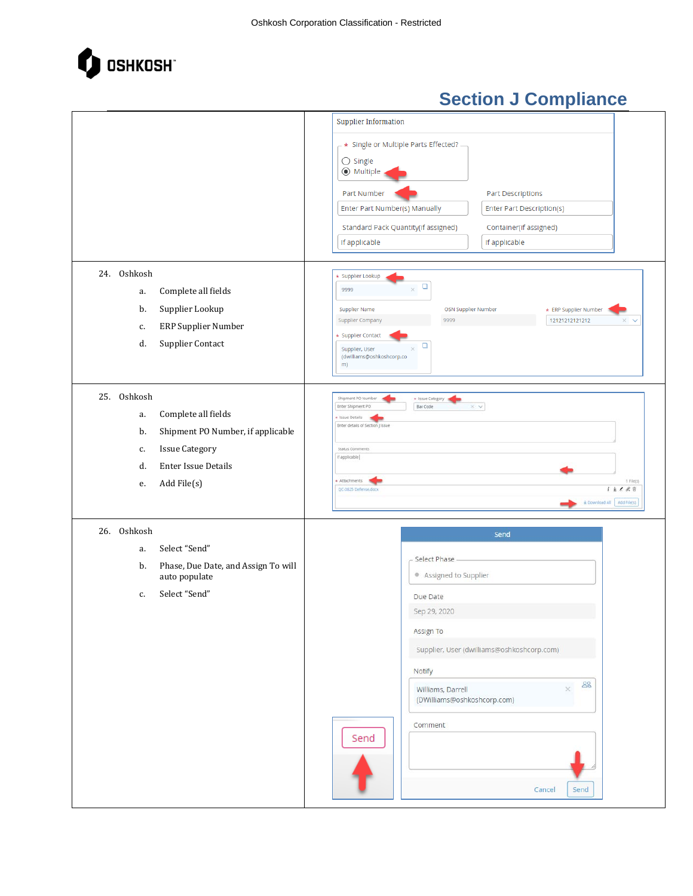# Section J Compliance

| | |
|---|---|
| | Supplier Information<br>* Single or Multiple Parts Effected?<br>Single<br>Multiple<br>Part Number — Enter Part Number(s) Manually<br>Part Descriptions — Enter Part Description(s)<br>Standard Pack Quantity(if assigned) — If applicable<br>Container(if assigned) — If applicable |
| 24. Oshkosh<br>a. Complete all fields<br>b. Supplier Lookup<br>c. ERP Supplier Number<br>d. Supplier Contact | * Supplier Lookup — 9999<br>Supplier Name — Supplier Company<br>OSN Supplier Number — 9999<br>* ERP Supplier Number — 12121212121212<br>* Supplier Contact — Supplier, User (dwilliams@oshkoshcorp.com) |
| 25. Oshkosh<br>a. Complete all fields<br>b. Shipment PO Number, if applicable<br>c. Issue Category<br>d. Enter Issue Details<br>e. Add File(s) | Shipment PO Number — Enter Shipment PO<br>* Issue Category — Bar Code<br>* Issue Details — Enter details of Section J issue<br>Status Comments — If applicable<br>* Attachments — QC-0825 Defense.docx — 1 File(s)<br>Download All — Add File(s) |
| 26. Oshkosh<br>a. Select "Send"<br>b. Phase, Due Date, and Assign To will auto populate<br>c. Select "Send" | Send<br>Send<br>Select Phase — Assigned to Supplier<br>Due Date — Sep 29, 2020<br>Assign To — Supplier, User (dwilliams@oshkoshcorp.com)<br>Notify — Williams, Darrell (DWilliams@oshkoshcorp.com)<br>Comment<br>Cancel — Send |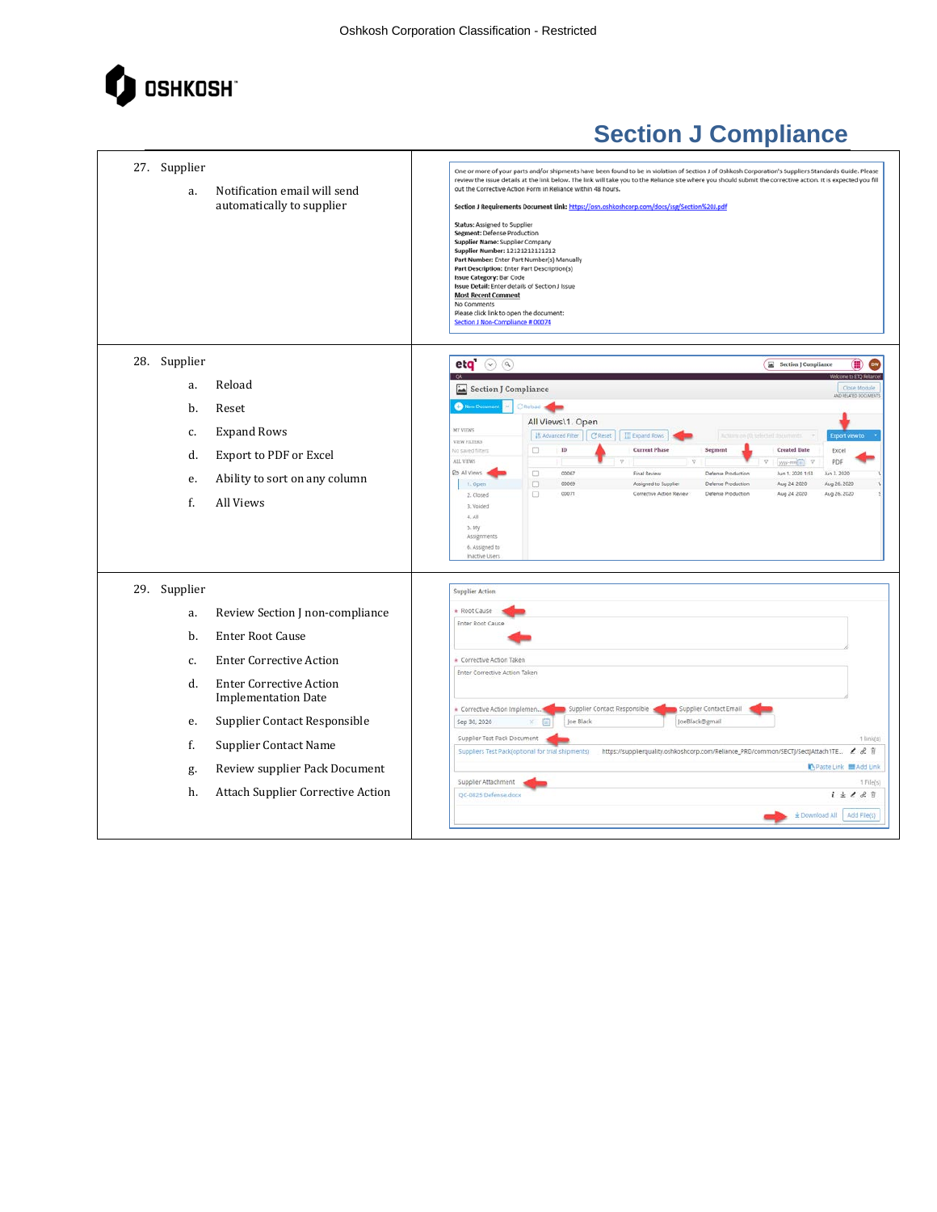# Section J Compliance

| | |
|---|---|
| 27. Supplier<br>a. Notification email will send automatically to supplier | One or more of your parts and/or shipments have been found to be in violation of Section J of Oshkosh Corporation's Suppliers Standards Guide. Please review the issue details at the link below. The link will take you to the Reliance site where you should submit the corrective action. It is expected you fill out the Corrective Action Form in Reliance within 48 hours.<br><br>**Section J Requirements Document Link:** https://osn.oshkoshcorp.com/docs/ssg/Section%20J.pdf<br><br>**Status:** Assigned to Supplier<br>**Segment:** Defense Production<br>**Supplier Name:** Supplier Company<br>**Supplier Number:** 121212121212<br>**Part Number:** Enter Part Number(s) Manually<br>**Part Description:** Enter Part Description(s)<br>**Issue Category:** Bar Code<br>**Issue Detail:** Enter details of Section J Issue<br>**Most Recent Comment**<br>No Comments<br>Please click link to open the document:<br>Section J Non-Compliance # 00074 |
| 28. Supplier<br>a. Reload<br>b. Reset<br>c. Expand Rows<br>d. Export to PDF or Excel<br>e. Ability to sort on any column<br>f. All Views | |
| 29. Supplier<br>a. Review Section J non-compliance<br>b. Enter Root Cause<br>c. Enter Corrective Action<br>d. Enter Corrective Action Implementation Date<br>e. Supplier Contact Responsible<br>f. Supplier Contact Name<br>g. Review supplier Pack Document<br>h. Attach Supplier Corrective Action | |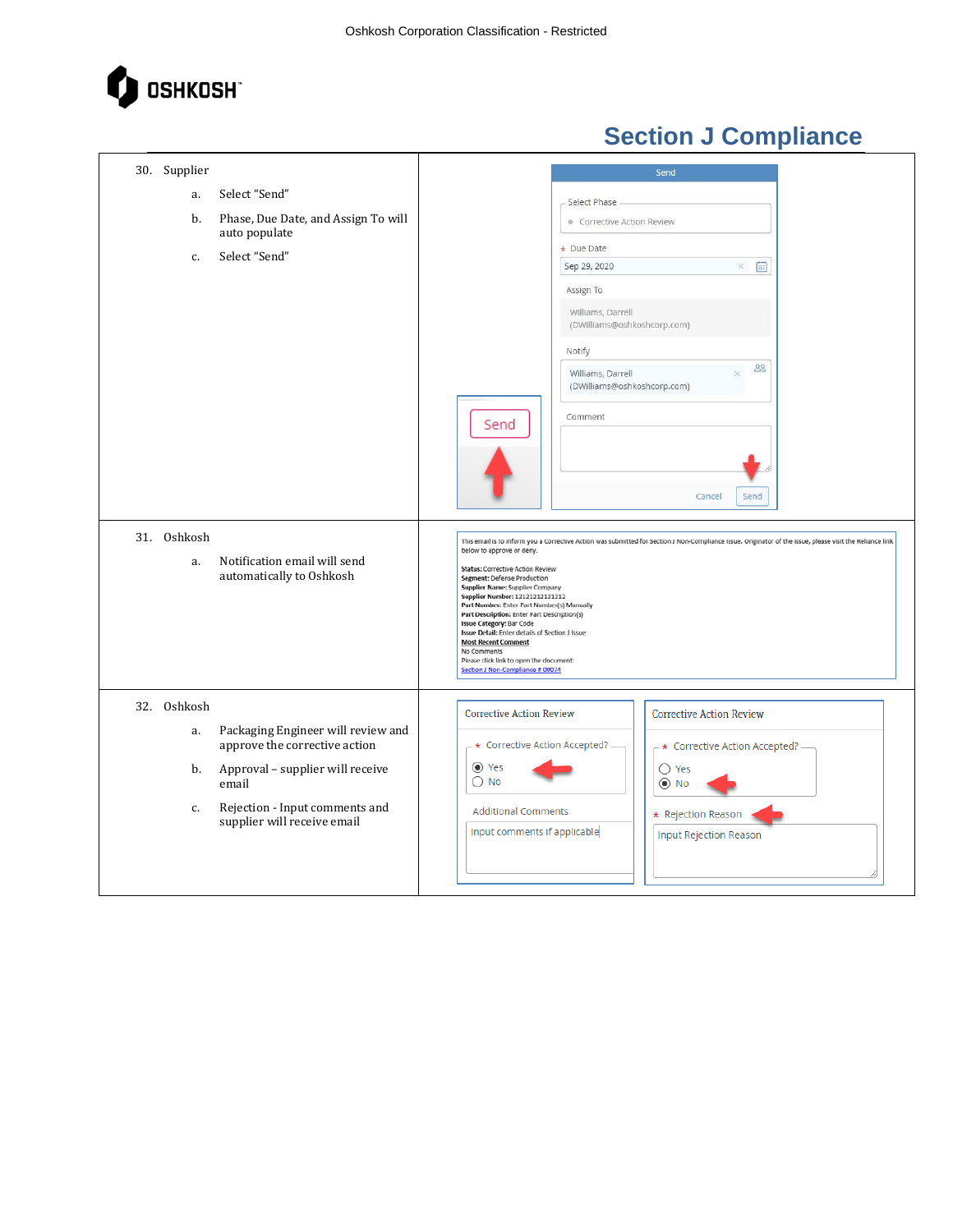## Section J Compliance

| | |
|---|---|
| 30. Supplier<br>a. Select "Send"<br>b. Phase, Due Date, and Assign To will auto populate<br>c. Select "Send" | |
| 31. Oshkosh<br>a. Notification email will send automatically to Oshkosh | |
| 32. Oshkosh<br>a. Packaging Engineer will review and approve the corrective action<br>b. Approval – supplier will receive email<br>c. Rejection - Input comments and supplier will receive email | |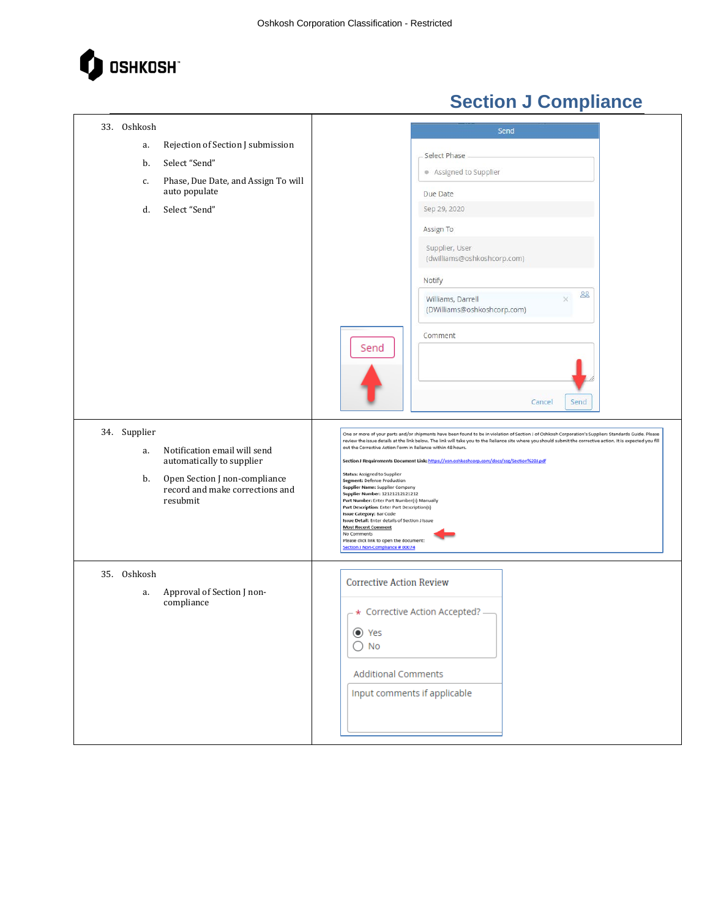# Section J Compliance

| | |
|---|---|
| 33. Oshkosh<br>a. Rejection of Section J submission<br>b. Select "Send"<br>c. Phase, Due Date, and Assign To will auto populate<br>d. Select "Send" | Send<br>Select Phase: Assigned to Supplier<br>Due Date: Sep 29, 2020<br>Assign To: Supplier, User (dwilliams@oshkoshcorp.com)<br>Notify: Williams, Darrell (DWilliams@oshkoshcorp.com)<br>Comment<br>Cancel Send |
| 34. Supplier<br>a. Notification email will send automatically to supplier<br>b. Open Section J non-compliance record and make corrections and resubmit | One or more of your parts and/or shipments have been found to be in violation of Section J of Oshkosh Corporation's Suppliers Standards Guide. Please review the issue details at the link below. The link will take you to the Reliance site where you should submit the corrective action. It is expected you fill out the Corrective Action Form in Reliance within 48 hours.<br>**Section J Requirements Document Link:** https://osn.oshkoshcorp.com/docs/ssg/Section%20J.pdf<br>**Status:** Assigned to Supplier<br>**Segment:** Defense Production<br>**Supplier Name:** Supplier Company<br>**Supplier Number:** 12121212121212<br>**Part Number:** Enter Part Number(s) Manually<br>**Part Description:** Enter Part Description(s)<br>**Issue Category:** Bar Code<br>**Issue Detail:** Enter details of Section J Issue<br>Most Recent Comment<br>No Comments<br>Please click link to open the document:<br>Section J Non-Compliance # 00074 |
| 35. Oshkosh<br>a. Approval of Section J non-compliance | Corrective Action Review<br>* Corrective Action Accepted?<br>(•) Yes<br>( ) No<br>Additional Comments<br>Input comments if applicable |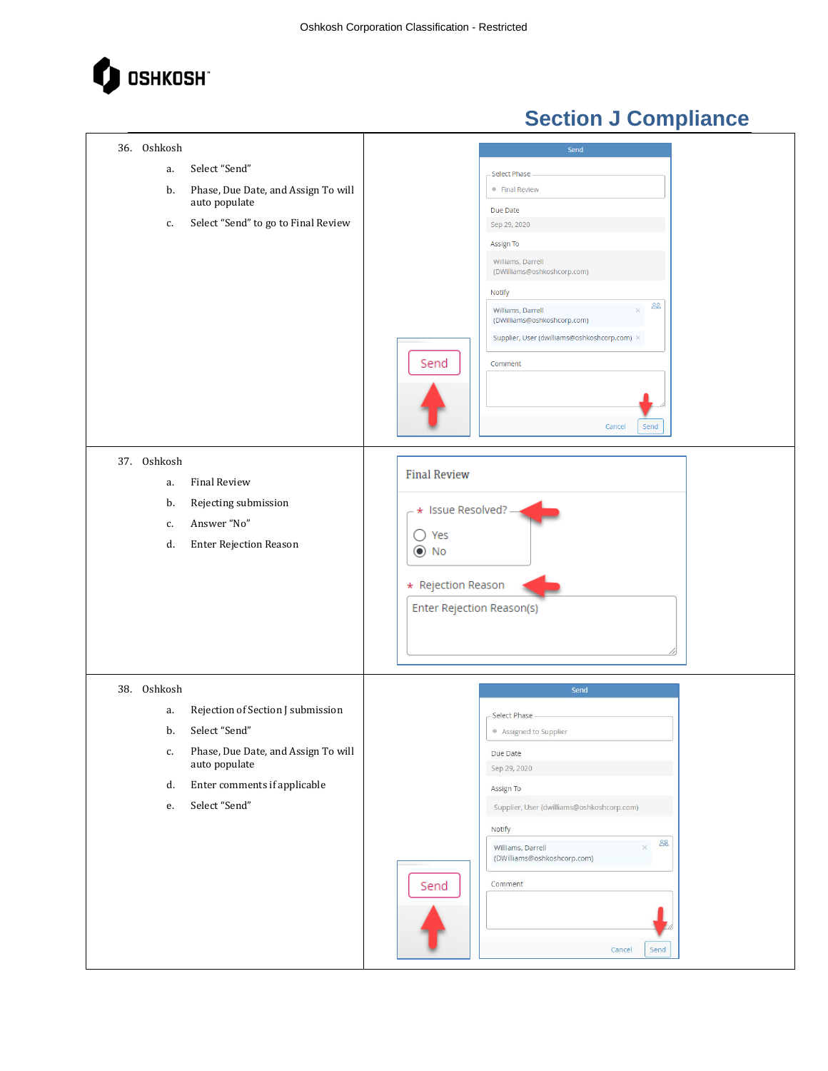# Section J Compliance

36. Oshkosh
    a. Select "Send"
    b. Phase, Due Date, and Assign To will auto populate
    c. Select "Send" to go to Final Review

37. Oshkosh
    a. Final Review
    b. Rejecting submission
    c. Answer "No"
    d. Enter Rejection Reason

38. Oshkosh
    a. Rejection of Section J submission
    b. Select "Send"
    c. Phase, Due Date, and Assign To will auto populate
    d. Enter comments if applicable
    e. Select "Send"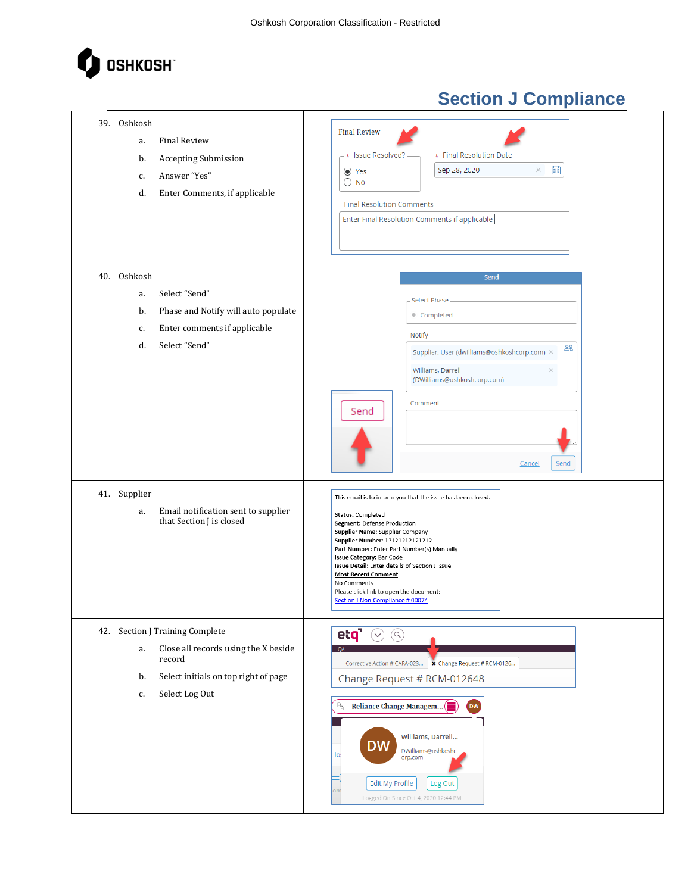# Section J Compliance

| | |
|---|---|
| 39. Oshkosh<br>a. Final Review<br>b. Accepting Submission<br>c. Answer "Yes"<br>d. Enter Comments, if applicable | |
| 40. Oshkosh<br>a. Select "Send"<br>b. Phase and Notify will auto populate<br>c. Enter comments if applicable<br>d. Select "Send" | |
| 41. Supplier<br>a. Email notification sent to supplier that Section J is closed | |
| 42. Section J Training Complete<br>a. Close all records using the X beside record<br>b. Select initials on top right of page<br>c. Select Log Out | |